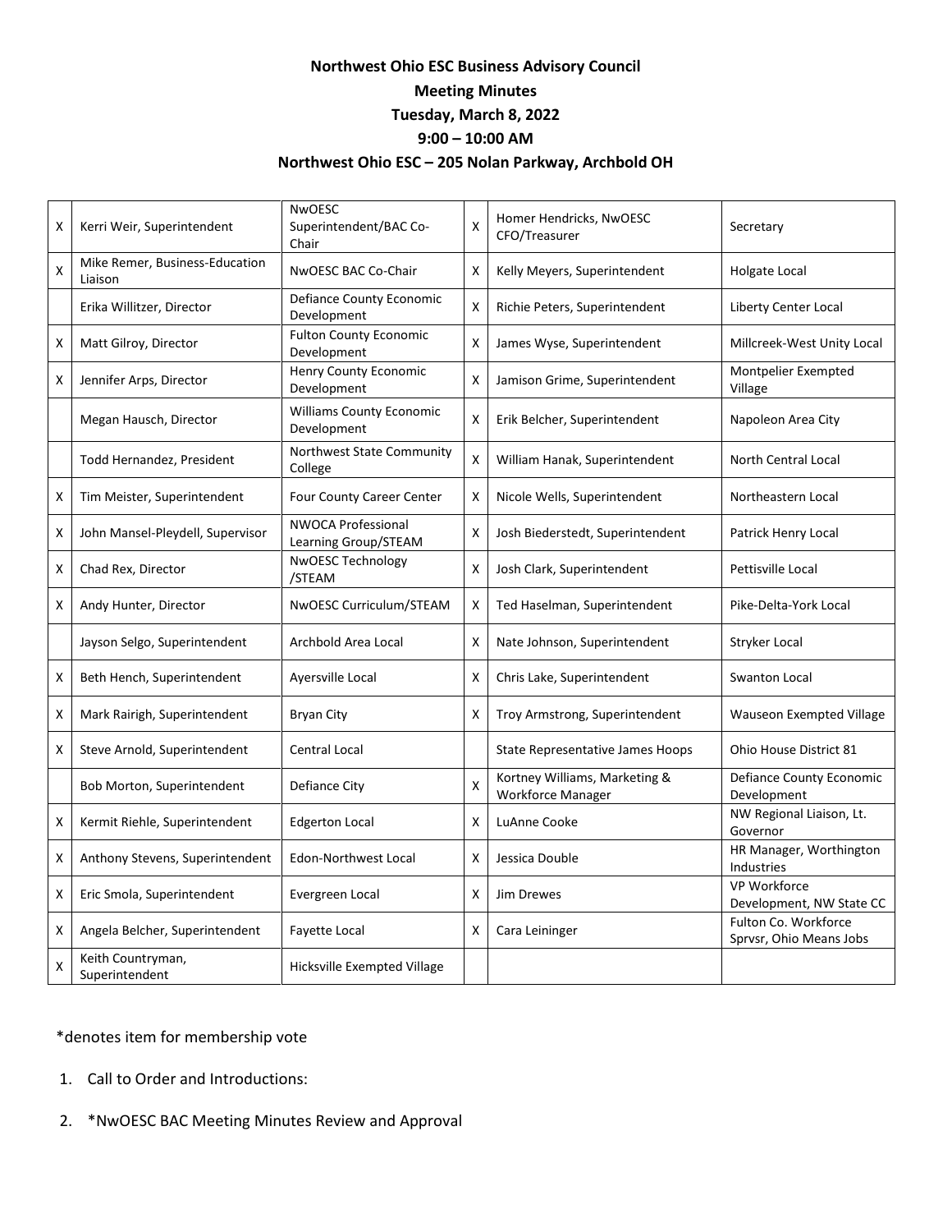**Northwest Ohio ESC Business Advisory Council**

**Meeting Minutes**

**Tuesday, March 8, 2022**

**9:00 – 10:00 AM**

**Northwest Ohio ESC – 205 Nolan Parkway, Archbold OH**

| | | | | | |
|---|---|---|---|---|---|
| X | Kerri Weir, Superintendent | NwOESC Superintendent/BAC Co-Chair | X | Homer Hendricks, NwOESC CFO/Treasurer | Secretary |
| X | Mike Remer, Business-Education Liaison | NwOESC BAC Co-Chair | X | Kelly Meyers, Superintendent | Holgate Local |
| | Erika Willitzer, Director | Defiance County Economic Development | X | Richie Peters, Superintendent | Liberty Center Local |
| X | Matt Gilroy, Director | Fulton County Economic Development | X | James Wyse, Superintendent | Millcreek-West Unity Local |
| X | Jennifer Arps, Director | Henry County Economic Development | X | Jamison Grime, Superintendent | Montpelier Exempted Village |
| | Megan Hausch, Director | Williams County Economic Development | X | Erik Belcher, Superintendent | Napoleon Area City |
| | Todd Hernandez, President | Northwest State Community College | X | William Hanak, Superintendent | North Central Local |
| X | Tim Meister, Superintendent | Four County Career Center | X | Nicole Wells, Superintendent | Northeastern Local |
| X | John Mansel-Pleydell, Supervisor | NWOCA Professional Learning Group/STEAM | X | Josh Biederstedt, Superintendent | Patrick Henry Local |
| X | Chad Rex, Director | NwOESC Technology /STEAM | X | Josh Clark, Superintendent | Pettisville Local |
| X | Andy Hunter, Director | NwOESC Curriculum/STEAM | X | Ted Haselman, Superintendent | Pike-Delta-York Local |
| | Jayson Selgo, Superintendent | Archbold Area Local | X | Nate Johnson, Superintendent | Stryker Local |
| X | Beth Hench, Superintendent | Ayersville Local | X | Chris Lake, Superintendent | Swanton Local |
| X | Mark Rairigh, Superintendent | Bryan City | X | Troy Armstrong, Superintendent | Wauseon Exempted Village |
| X | Steve Arnold, Superintendent | Central Local | | State Representative James Hoops | Ohio House District 81 |
| | Bob Morton, Superintendent | Defiance City | X | Kortney Williams, Marketing & Workforce Manager | Defiance County Economic Development |
| X | Kermit Riehle, Superintendent | Edgerton Local | X | LuAnne Cooke | NW Regional Liaison, Lt. Governor |
| X | Anthony Stevens, Superintendent | Edon-Northwest Local | X | Jessica Double | HR Manager, Worthington Industries |
| X | Eric Smola, Superintendent | Evergreen Local | X | Jim Drewes | VP Workforce Development, NW State CC |
| X | Angela Belcher, Superintendent | Fayette Local | X | Cara Leininger | Fulton Co. Workforce Sprvsr, Ohio Means Jobs |
| X | Keith Countryman, Superintendent | Hicksville Exempted Village | | | |

*denotes item for membership vote

1. Call to Order and Introductions:
2. *NwOESC BAC Meeting Minutes Review and Approval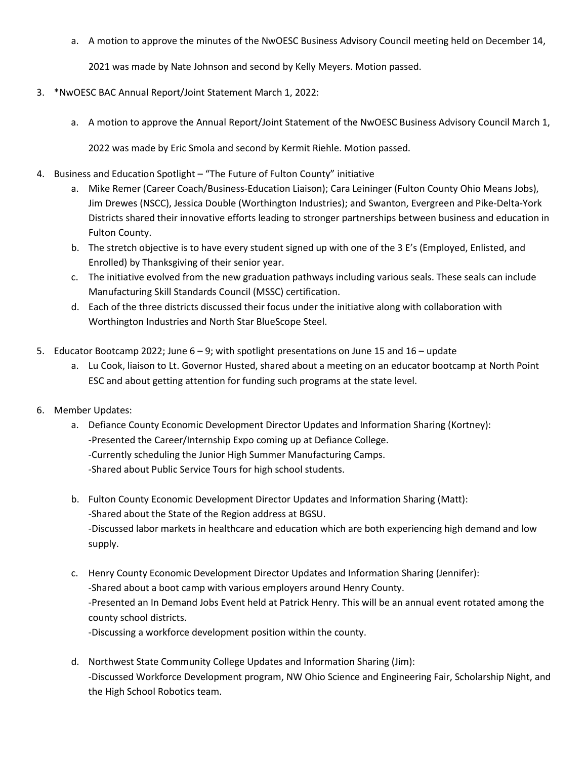a. A motion to approve the minutes of the NwOESC Business Advisory Council meeting held on December 14, 2021 was made by Nate Johnson and second by Kelly Meyers. Motion passed.

3. *NwOESC BAC Annual Report/Joint Statement March 1, 2022:
   a. A motion to approve the Annual Report/Joint Statement of the NwOESC Business Advisory Council March 1, 2022 was made by Eric Smola and second by Kermit Riehle. Motion passed.

4. Business and Education Spotlight – "The Future of Fulton County" initiative
   a. Mike Remer (Career Coach/Business-Education Liaison); Cara Leininger (Fulton County Ohio Means Jobs), Jim Drewes (NSCC), Jessica Double (Worthington Industries); and Swanton, Evergreen and Pike-Delta-York Districts shared their innovative efforts leading to stronger partnerships between business and education in Fulton County.
   b. The stretch objective is to have every student signed up with one of the 3 E's (Employed, Enlisted, and Enrolled) by Thanksgiving of their senior year.
   c. The initiative evolved from the new graduation pathways including various seals. These seals can include Manufacturing Skill Standards Council (MSSC) certification.
   d. Each of the three districts discussed their focus under the initiative along with collaboration with Worthington Industries and North Star BlueScope Steel.

5. Educator Bootcamp 2022; June 6 – 9; with spotlight presentations on June 15 and 16 – update
   a. Lu Cook, liaison to Lt. Governor Husted, shared about a meeting on an educator bootcamp at North Point ESC and about getting attention for funding such programs at the state level.

6. Member Updates:
   a. Defiance County Economic Development Director Updates and Information Sharing (Kortney):
      -Presented the Career/Internship Expo coming up at Defiance College.
      -Currently scheduling the Junior High Summer Manufacturing Camps.
      -Shared about Public Service Tours for high school students.

   b. Fulton County Economic Development Director Updates and Information Sharing (Matt):
      -Shared about the State of the Region address at BGSU.
      -Discussed labor markets in healthcare and education which are both experiencing high demand and low supply.

   c. Henry County Economic Development Director Updates and Information Sharing (Jennifer):
      -Shared about a boot camp with various employers around Henry County.
      -Presented an In Demand Jobs Event held at Patrick Henry. This will be an annual event rotated among the county school districts.
      -Discussing a workforce development position within the county.

   d. Northwest State Community College Updates and Information Sharing (Jim):
      -Discussed Workforce Development program, NW Ohio Science and Engineering Fair, Scholarship Night, and the High School Robotics team.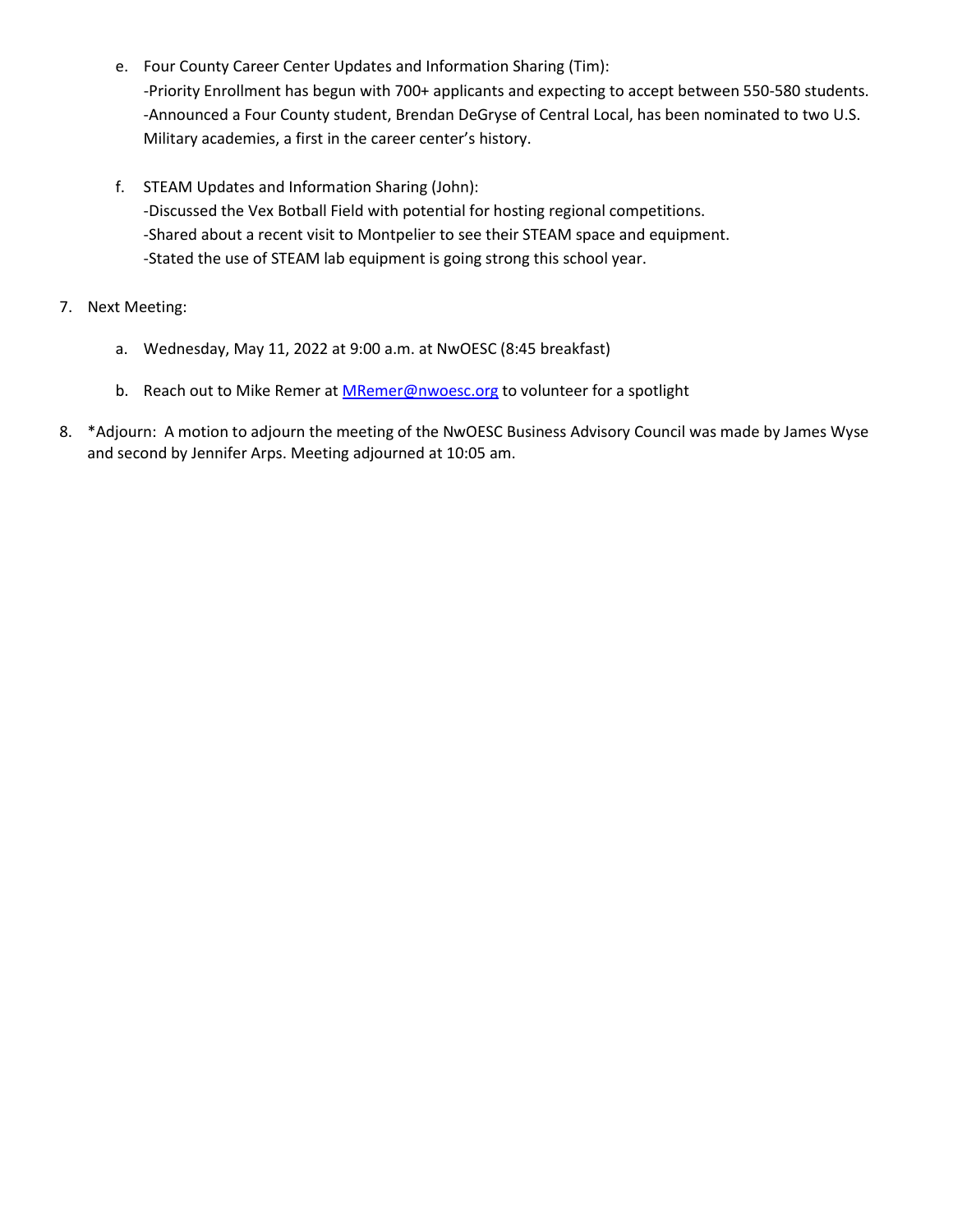e. Four County Career Center Updates and Information Sharing (Tim):
   -Priority Enrollment has begun with 700+ applicants and expecting to accept between 550-580 students.
   -Announced a Four County student, Brendan DeGryse of Central Local, has been nominated to two U.S. Military academies, a first in the career center's history.

f. STEAM Updates and Information Sharing (John):
   -Discussed the Vex Botball Field with potential for hosting regional competitions.
   -Shared about a recent visit to Montpelier to see their STEAM space and equipment.
   -Stated the use of STEAM lab equipment is going strong this school year.

7. Next Meeting:

   a. Wednesday, May 11, 2022 at 9:00 a.m. at NwOESC (8:45 breakfast)

   b. Reach out to Mike Remer at MRemer@nwoesc.org to volunteer for a spotlight

8. *Adjourn: A motion to adjourn the meeting of the NwOESC Business Advisory Council was made by James Wyse and second by Jennifer Arps. Meeting adjourned at 10:05 am.